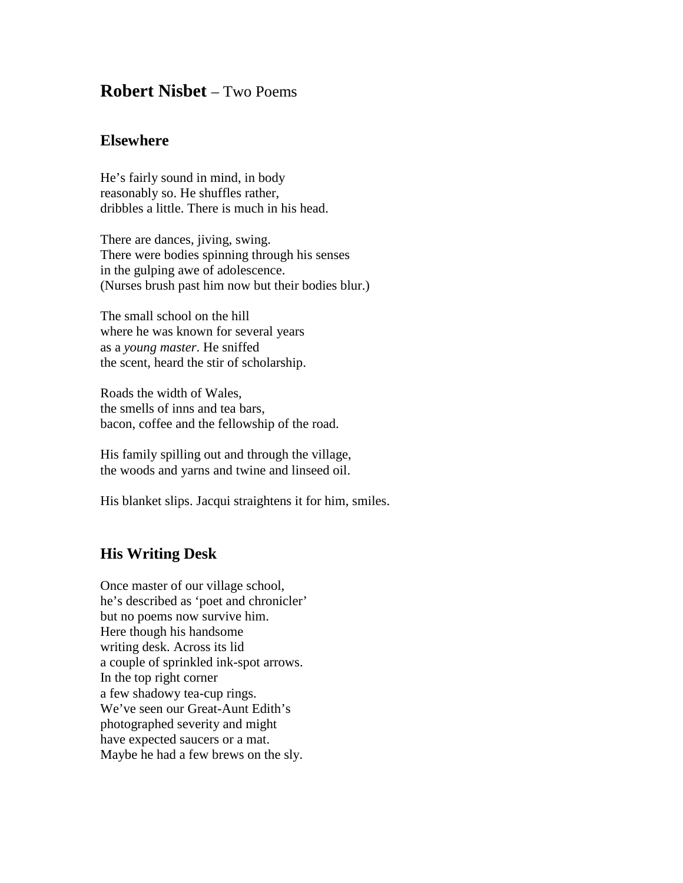# **Robert Nisbet** – Two Poems

## Elsewhere

He's fairly sound in mind, in body
reasonably so. He shuffles rather,
dribbles a little. There is much in his head.

There are dances, jiving, swing.
There were bodies spinning through his senses
in the gulping awe of adolescence.
(Nurses brush past him now but their bodies blur.)

The small school on the hill
where he was known for several years
as a *young master*. He sniffed
the scent, heard the stir of scholarship.

Roads the width of Wales,
the smells of inns and tea bars,
bacon, coffee and the fellowship of the road.

His family spilling out and through the village,
the woods and yarns and twine and linseed oil.

His blanket slips. Jacqui straightens it for him, smiles.

## His Writing Desk

Once master of our village school,
he's described as 'poet and chronicler'
but no poems now survive him.
Here though his handsome
writing desk. Across its lid
a couple of sprinkled ink-spot arrows.
In the top right corner
a few shadowy tea-cup rings.
We've seen our Great-Aunt Edith's
photographed severity and might
have expected saucers or a mat.
Maybe he had a few brews on the sly.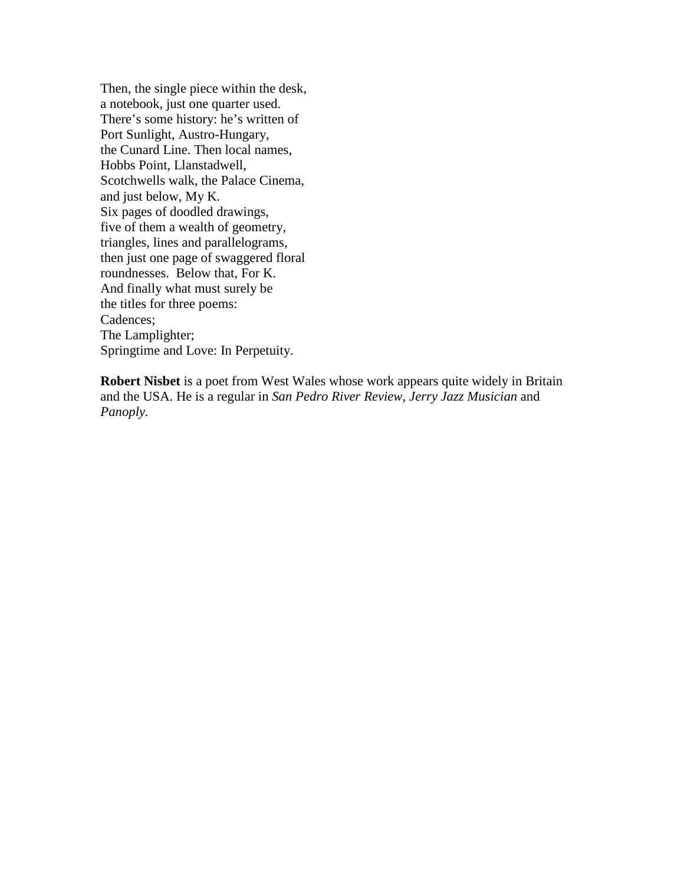Then, the single piece within the desk,  
a notebook, just one quarter used.  
There’s some history: he’s written of  
Port Sunlight, Austro-Hungary,  
the Cunard Line. Then local names,  
Hobbs Point, Llanstadwell,  
Scotchwells walk, the Palace Cinema,  
and just below, My K.  
Six pages of doodled drawings,  
five of them a wealth of geometry,  
triangles, lines and parallelograms,  
then just one page of swaggered floral  
roundnesses.  Below that, For K.  
And finally what must surely be  
the titles for three poems:  
Cadences;  
The Lamplighter;  
Springtime and Love: In Perpetuity.

**Robert Nisbet** is a poet from West Wales whose work appears quite widely in Britain and the USA. He is a regular in *San Pedro River Review*, *Jerry Jazz Musician* and *Panoply.*